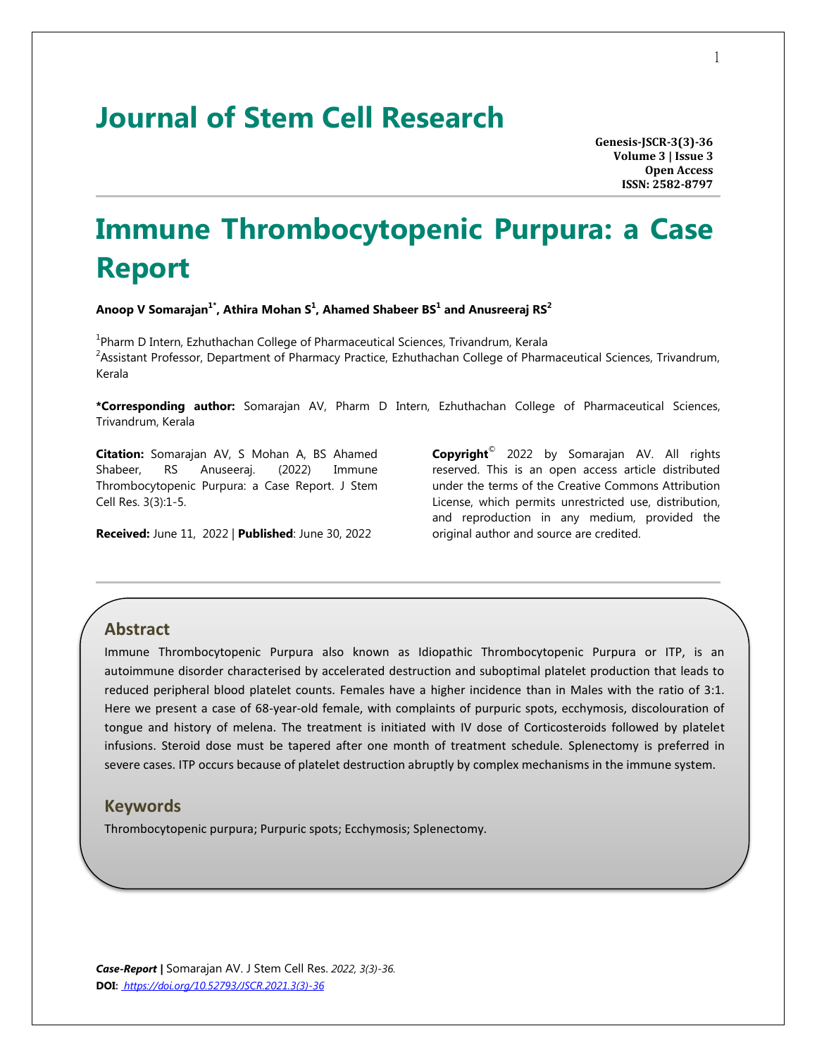# Journal of Stem Cell Research

**Genesis-JSCR-3(3)-36**
**Volume 3 | Issue 3**
**Open Access**
**ISSN: 2582-8797**

# Immune Thrombocytopenic Purpura: a Case Report

**Anoop V Somarajan[1*], Athira Mohan S[1], Ahamed Shabeer BS[1] and Anusreeraj RS[2]**

[1]Pharm D Intern, Ezhuthachan College of Pharmaceutical Sciences, Trivandrum, Kerala
[2]Assistant Professor, Department of Pharmacy Practice, Ezhuthachan College of Pharmaceutical Sciences, Trivandrum, Kerala

***Corresponding author:** Somarajan AV, Pharm D Intern, Ezhuthachan College of Pharmaceutical Sciences, Trivandrum, Kerala

**Citation:** Somarajan AV, S Mohan A, BS Ahamed Shabeer, RS Anuseeraj. (2022) Immune Thrombocytopenic Purpura: a Case Report. J Stem Cell Res. 3(3):1-5.

**Received:** June 11, 2022 | **Published**: June 30, 2022

**Copyright**© 2022 by Somarajan AV. All rights reserved. This is an open access article distributed under the terms of the Creative Commons Attribution License, which permits unrestricted use, distribution, and reproduction in any medium, provided the original author and source are credited.

## Abstract

Immune Thrombocytopenic Purpura also known as Idiopathic Thrombocytopenic Purpura or ITP, is an autoimmune disorder characterised by accelerated destruction and suboptimal platelet production that leads to reduced peripheral blood platelet counts. Females have a higher incidence than in Males with the ratio of 3:1. Here we present a case of 68-year-old female, with complaints of purpuric spots, ecchymosis, discolouration of tongue and history of melena. The treatment is initiated with IV dose of Corticosteroids followed by platelet infusions. Steroid dose must be tapered after one month of treatment schedule. Splenectomy is preferred in severe cases. ITP occurs because of platelet destruction abruptly by complex mechanisms in the immune system.

## Keywords

Thrombocytopenic purpura; Purpuric spots; Ecchymosis; Splenectomy.

***Case-Report* |** Somarajan AV. J Stem Cell Res. *2022, 3(3)-36.*
**DOI:** *https://doi.org/10.52793/JSCR.2021.3(3)-36*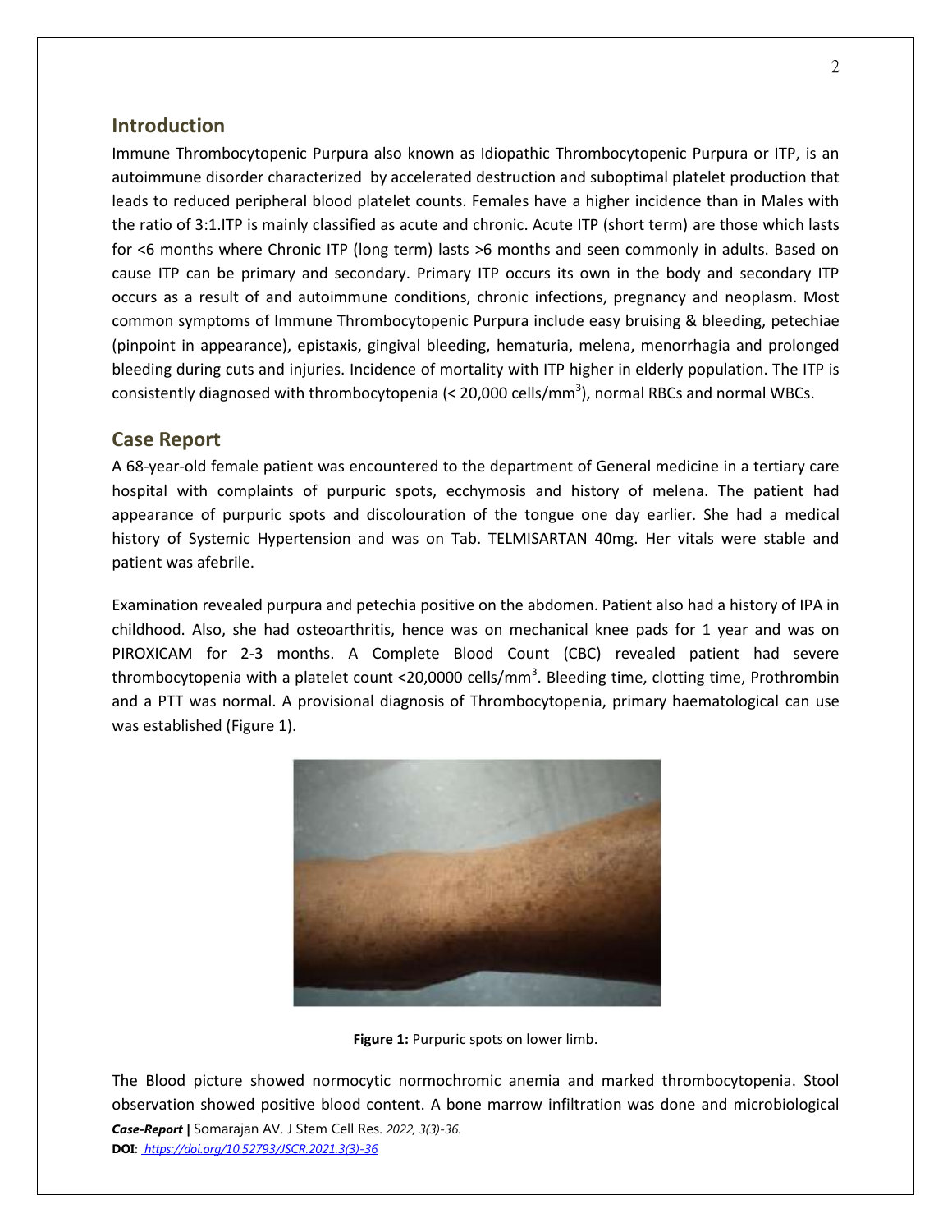## Introduction

Immune Thrombocytopenic Purpura also known as Idiopathic Thrombocytopenic Purpura or ITP, is an autoimmune disorder characterized by accelerated destruction and suboptimal platelet production that leads to reduced peripheral blood platelet counts. Females have a higher incidence than in Males with the ratio of 3:1.ITP is mainly classified as acute and chronic. Acute ITP (short term) are those which lasts for <6 months where Chronic ITP (long term) lasts >6 months and seen commonly in adults. Based on cause ITP can be primary and secondary. Primary ITP occurs its own in the body and secondary ITP occurs as a result of and autoimmune conditions, chronic infections, pregnancy and neoplasm. Most common symptoms of Immune Thrombocytopenic Purpura include easy bruising & bleeding, petechiae (pinpoint in appearance), epistaxis, gingival bleeding, hematuria, melena, menorrhagia and prolonged bleeding during cuts and injuries. Incidence of mortality with ITP higher in elderly population. The ITP is consistently diagnosed with thrombocytopenia (< 20,000 cells/mm$^3$), normal RBCs and normal WBCs.

## Case Report

A 68-year-old female patient was encountered to the department of General medicine in a tertiary care hospital with complaints of purpuric spots, ecchymosis and history of melena. The patient had appearance of purpuric spots and discolouration of the tongue one day earlier. She had a medical history of Systemic Hypertension and was on Tab. TELMISARTAN 40mg. Her vitals were stable and patient was afebrile.

Examination revealed purpura and petechia positive on the abdomen. Patient also had a history of IPA in childhood. Also, she had osteoarthritis, hence was on mechanical knee pads for 1 year and was on PIROXICAM for 2-3 months. A Complete Blood Count (CBC) revealed patient had severe thrombocytopenia with a platelet count <20,0000 cells/mm$^3$. Bleeding time, clotting time, Prothrombin and a PTT was normal. A provisional diagnosis of Thrombocytopenia, primary haematological can use was established (Figure 1).

**Figure 1:** Purpuric spots on lower limb.

The Blood picture showed normocytic normochromic anemia and marked thrombocytopenia. Stool observation showed positive blood content. A bone marrow infiltration was done and microbiological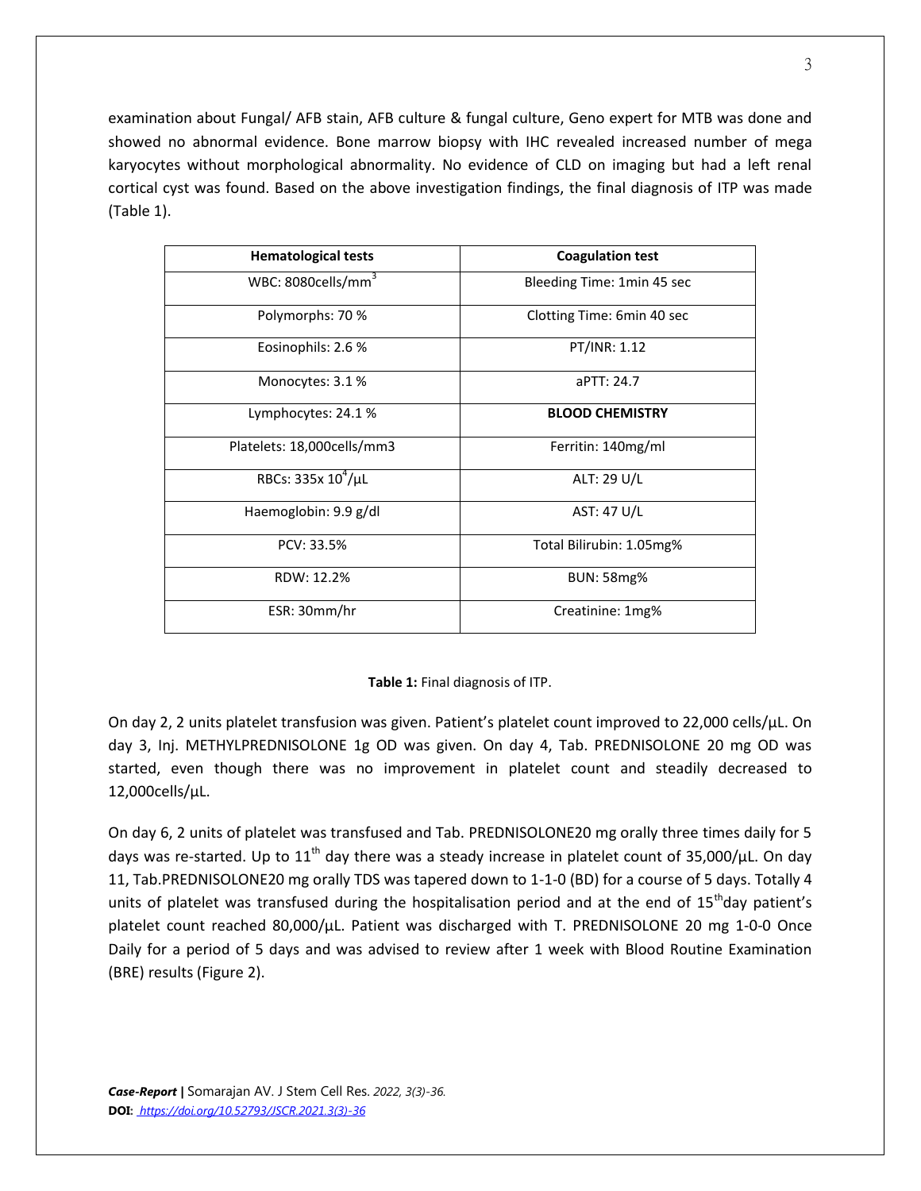examination about Fungal/ AFB stain, AFB culture & fungal culture, Geno expert for MTB was done and showed no abnormal evidence. Bone marrow biopsy with IHC revealed increased number of mega karyocytes without morphological abnormality. No evidence of CLD on imaging but had a left renal cortical cyst was found. Based on the above investigation findings, the final diagnosis of ITP was made (Table 1).

| Hematological tests | Coagulation test |
|---|---|
| WBC: 8080cells/mm$^3$ | Bleeding Time: 1min 45 sec |
| Polymorphs: 70 % | Clotting Time: 6min 40 sec |
| Eosinophils: 2.6 % | PT/INR: 1.12 |
| Monocytes: 3.1 % | aPTT: 24.7 |
| Lymphocytes: 24.1 % | **BLOOD CHEMISTRY** |
| Platelets: 18,000cells/mm3 | Ferritin: 140mg/ml |
| RBCs: 335x 10$^4$/µL | ALT: 29 U/L |
| Haemoglobin: 9.9 g/dl | AST: 47 U/L |
| PCV: 33.5% | Total Bilirubin: 1.05mg% |
| RDW: 12.2% | BUN: 58mg% |
| ESR: 30mm/hr | Creatinine: 1mg% |

**Table 1:** Final diagnosis of ITP.

On day 2, 2 units platelet transfusion was given. Patient's platelet count improved to 22,000 cells/µL. On day 3, Inj. METHYLPREDNISOLONE 1g OD was given. On day 4, Tab. PREDNISOLONE 20 mg OD was started, even though there was no improvement in platelet count and steadily decreased to 12,000cells/µL.

On day 6, 2 units of platelet was transfused and Tab. PREDNISOLONE20 mg orally three times daily for 5 days was re-started. Up to 11$^{th}$ day there was a steady increase in platelet count of 35,000/µL. On day 11, Tab.PREDNISOLONE20 mg orally TDS was tapered down to 1-1-0 (BD) for a course of 5 days. Totally 4 units of platelet was transfused during the hospitalisation period and at the end of 15$^{th}$day patient's platelet count reached 80,000/µL. Patient was discharged with T. PREDNISOLONE 20 mg 1-0-0 Once Daily for a period of 5 days and was advised to review after 1 week with Blood Routine Examination (BRE) results (Figure 2).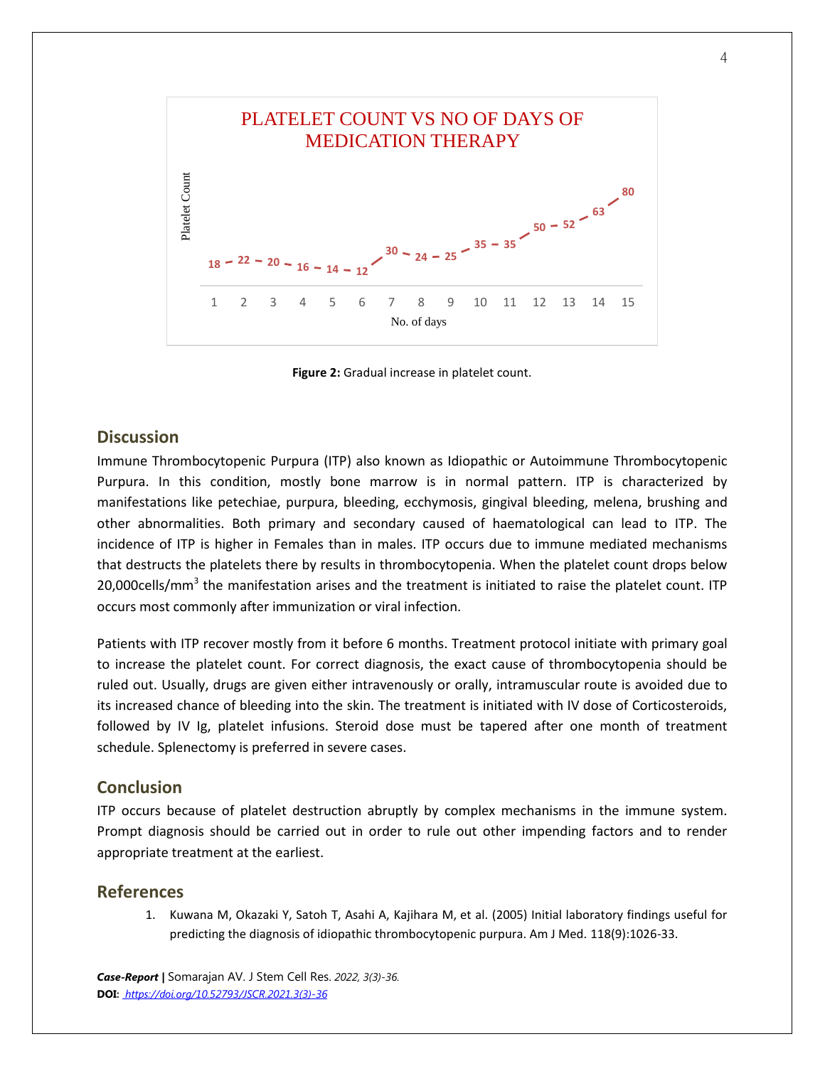**PLATELET COUNT VS NO OF DAYS OF MEDICATION THERAPY**

| No. of days | 1 | 2 | 3 | 4 | 5 | 6 | 7 | 8 | 9 | 10 | 11 | 12 | 13 | 14 | 15 |
|---|---|---|---|---|---|---|---|---|---|---|---|---|---|---|---|
| Platelet Count | 18 | 22 | 20 | 16 | 14 | 12 | 30 | 24 | 25 | 35 | 35 | 50 | 52 | 63 | 80 |

**Figure 2:** Gradual increase in platelet count.

## Discussion

Immune Thrombocytopenic Purpura (ITP) also known as Idiopathic or Autoimmune Thrombocytopenic Purpura. In this condition, mostly bone marrow is in normal pattern. ITP is characterized by manifestations like petechiae, purpura, bleeding, ecchymosis, gingival bleeding, melena, brushing and other abnormalities. Both primary and secondary caused of haematological can lead to ITP. The incidence of ITP is higher in Females than in males. ITP occurs due to immune mediated mechanisms that destructs the platelets there by results in thrombocytopenia. When the platelet count drops below 20,000cells/$mm^3$ the manifestation arises and the treatment is initiated to raise the platelet count. ITP occurs most commonly after immunization or viral infection.

Patients with ITP recover mostly from it before 6 months. Treatment protocol initiate with primary goal to increase the platelet count. For correct diagnosis, the exact cause of thrombocytopenia should be ruled out. Usually, drugs are given either intravenously or orally, intramuscular route is avoided due to its increased chance of bleeding into the skin. The treatment is initiated with IV dose of Corticosteroids, followed by IV Ig, platelet infusions. Steroid dose must be tapered after one month of treatment schedule. Splenectomy is preferred in severe cases.

## Conclusion

ITP occurs because of platelet destruction abruptly by complex mechanisms in the immune system. Prompt diagnosis should be carried out in order to rule out other impending factors and to render appropriate treatment at the earliest.

## References

1. Kuwana M, Okazaki Y, Satoh T, Asahi A, Kajihara M, et al. (2005) Initial laboratory findings useful for predicting the diagnosis of idiopathic thrombocytopenic purpura. Am J Med. 118(9):1026-33.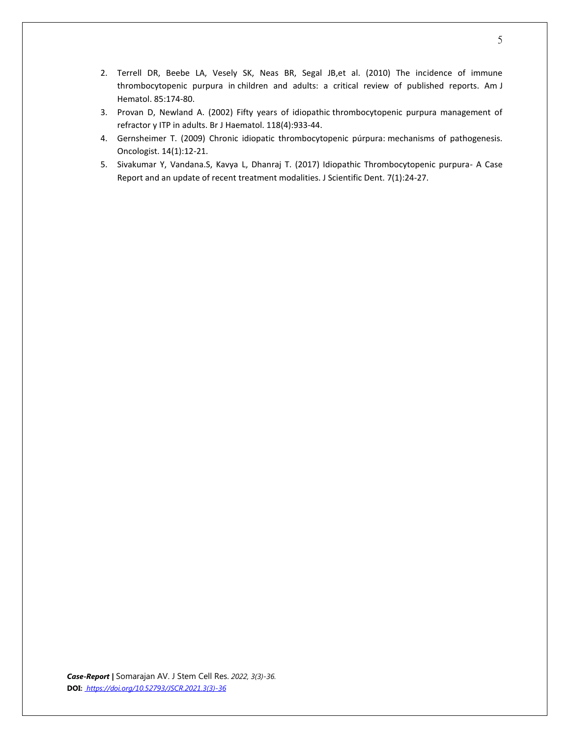2. Terrell DR, Beebe LA, Vesely SK, Neas BR, Segal JB,et al. (2010) The incidence of immune thrombocytopenic purpura in children and adults: a critical review of published reports. Am J Hematol. 85:174-80.
3. Provan D, Newland A. (2002) Fifty years of idiopathic thrombocytopenic purpura management of refractor y ITP in adults. Br J Haematol. 118(4):933-44.
4. Gernsheimer T. (2009) Chronic idiopatic thrombocytopenic púrpura: mechanisms of pathogenesis. Oncologist. 14(1):12-21.
5. Sivakumar Y, Vandana.S, Kavya L, Dhanraj T. (2017) Idiopathic Thrombocytopenic purpura- A Case Report and an update of recent treatment modalities. J Scientific Dent. 7(1):24-27.